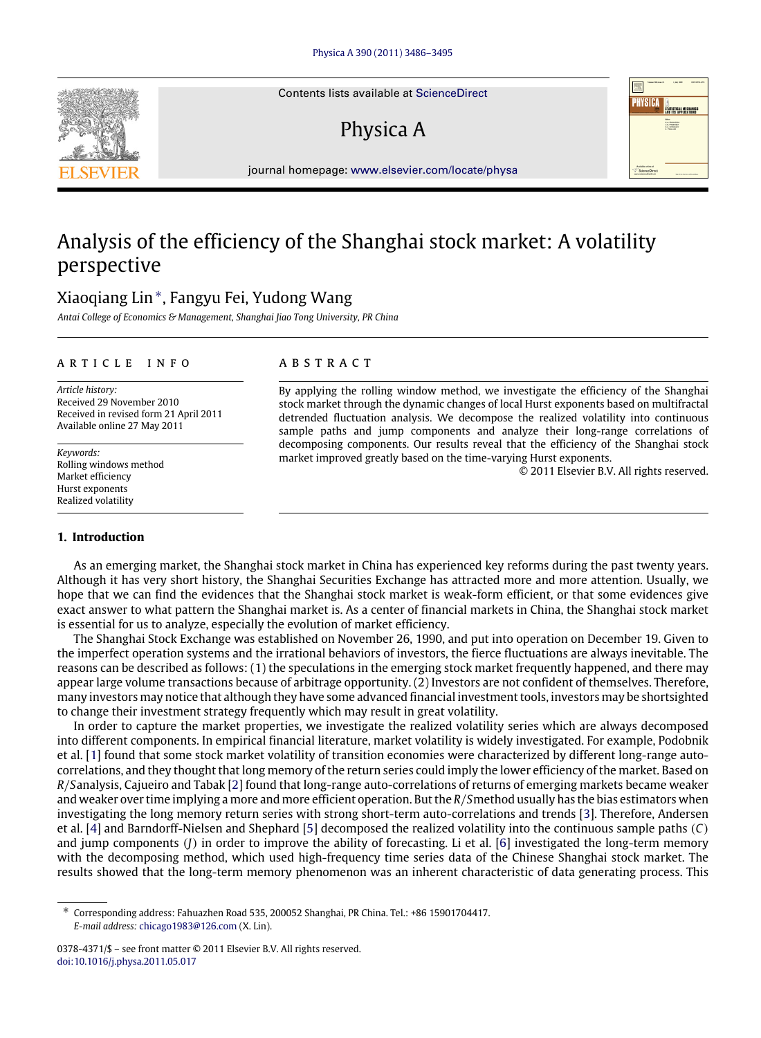# Analysis of the efficiency of the Shanghai stock market: A volatility perspective

Xiaoqiang Lin*, Fangyu Fei, Yudong Wang

*Antai College of Economics & Management, Shanghai Jiao Tong University, PR China*

**ARTICLE INFO**

*Article history:*
Received 29 November 2010
Received in revised form 21 April 2011
Available online 27 May 2011

*Keywords:*
Rolling windows method
Market efficiency
Hurst exponents
Realized volatility

**ABSTRACT**

By applying the rolling window method, we investigate the efficiency of the Shanghai stock market through the dynamic changes of local Hurst exponents based on multifractal detrended fluctuation analysis. We decompose the realized volatility into continuous sample paths and jump components and analyze their long-range correlations of decomposing components. Our results reveal that the efficiency of the Shanghai stock market improved greatly based on the time-varying Hurst exponents.

© 2011 Elsevier B.V. All rights reserved.

## 1. Introduction

As an emerging market, the Shanghai stock market in China has experienced key reforms during the past twenty years. Although it has very short history, the Shanghai Securities Exchange has attracted more and more attention. Usually, we hope that we can find the evidences that the Shanghai stock market is weak-form efficient, or that some evidences give exact answer to what pattern the Shanghai market is. As a center of financial markets in China, the Shanghai stock market is essential for us to analyze, especially the evolution of market efficiency.

The Shanghai Stock Exchange was established on November 26, 1990, and put into operation on December 19. Given to the imperfect operation systems and the irrational behaviors of investors, the fierce fluctuations are always inevitable. The reasons can be described as follows: (1) the speculations in the emerging stock market frequently happened, and there may appear large volume transactions because of arbitrage opportunity. (2) Investors are not confident of themselves. Therefore, many investors may notice that although they have some advanced financial investment tools, investors may be shortsighted to change their investment strategy frequently which may result in great volatility.

In order to capture the market properties, we investigate the realized volatility series which are always decomposed into different components. In empirical financial literature, market volatility is widely investigated. For example, Podobnik et al. [1] found that some stock market volatility of transition economies were characterized by different long-range auto-correlations, and they thought that long memory of the return series could imply the lower efficiency of the market. Based on $R/S$analysis, Cajueiro and Tabak [2] found that long-range auto-correlations of returns of emerging markets became weaker and weaker over time implying a more and more efficient operation. But the $R/S$method usually has the bias estimators when investigating the long memory return series with strong short-term auto-correlations and trends [3]. Therefore, Andersen et al. [4] and Barndorff-Nielsen and Shephard [5] decomposed the realized volatility into the continuous sample paths ($C$) and jump components ($J$) in order to improve the ability of forecasting. Li et al. [6] investigated the long-term memory with the decomposing method, which used high-frequency time series data of the Chinese Shanghai stock market. The results showed that the long-term memory phenomenon was an inherent characteristic of data generating process. This

---

* Corresponding address: Fahuazhen Road 535, 200052 Shanghai, PR China. Tel.: +86 15901704417.
*E-mail address:* chicago1983@126.com (X. Lin).

0378-4371/$ – see front matter © 2011 Elsevier B.V. All rights reserved.
doi:10.1016/j.physa.2011.05.017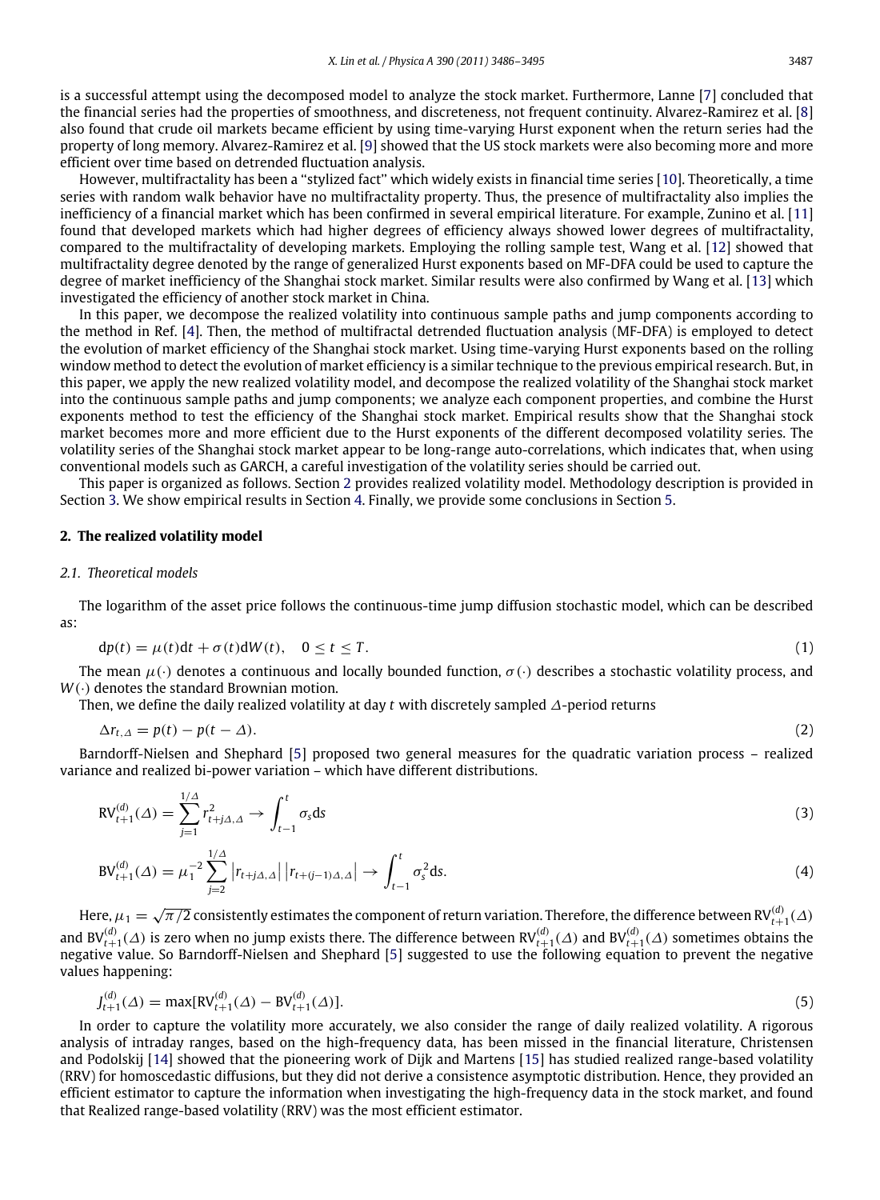is a successful attempt using the decomposed model to analyze the stock market. Furthermore, Lanne [7] concluded that the financial series had the properties of smoothness, and discreteness, not frequent continuity. Alvarez-Ramirez et al. [8] also found that crude oil markets became efficient by using time-varying Hurst exponent when the return series had the property of long memory. Alvarez-Ramirez et al. [9] showed that the US stock markets were also becoming more and more efficient over time based on detrended fluctuation analysis.

However, multifractality has been a "stylized fact" which widely exists in financial time series [10]. Theoretically, a time series with random walk behavior have no multifractality property. Thus, the presence of multifractality also implies the inefficiency of a financial market which has been confirmed in several empirical literature. For example, Zunino et al. [11] found that developed markets which had higher degrees of efficiency always showed lower degrees of multifractality, compared to the multifractality of developing markets. Employing the rolling sample test, Wang et al. [12] showed that multifractality degree denoted by the range of generalized Hurst exponents based on MF-DFA could be used to capture the degree of market inefficiency of the Shanghai stock market. Similar results were also confirmed by Wang et al. [13] which investigated the efficiency of another stock market in China.

In this paper, we decompose the realized volatility into continuous sample paths and jump components according to the method in Ref. [4]. Then, the method of multifractal detrended fluctuation analysis (MF-DFA) is employed to detect the evolution of market efficiency of the Shanghai stock market. Using time-varying Hurst exponents based on the rolling window method to detect the evolution of market efficiency is a similar technique to the previous empirical research. But, in this paper, we apply the new realized volatility model, and decompose the realized volatility of the Shanghai stock market into the continuous sample paths and jump components; we analyze each component properties, and combine the Hurst exponents method to test the efficiency of the Shanghai stock market. Empirical results show that the Shanghai stock market becomes more and more efficient due to the Hurst exponents of the different decomposed volatility series. The volatility series of the Shanghai stock market appear to be long-range auto-correlations, which indicates that, when using conventional models such as GARCH, a careful investigation of the volatility series should be carried out.

This paper is organized as follows. Section 2 provides realized volatility model. Methodology description is provided in Section 3. We show empirical results in Section 4. Finally, we provide some conclusions in Section 5.

## 2. The realized volatility model

### 2.1. Theoretical models

The logarithm of the asset price follows the continuous-time jump diffusion stochastic model, which can be described as:

$$\mathrm{d}p(t) = \mu(t)\mathrm{d}t + \sigma(t)\mathrm{d}W(t), \quad 0 \leq t \leq T. \tag{1}$$

The mean $\mu(\cdot)$ denotes a continuous and locally bounded function, $\sigma(\cdot)$ describes a stochastic volatility process, and $W(\cdot)$ denotes the standard Brownian motion.

Then, we define the daily realized volatility at day $t$ with discretely sampled $\Delta$-period returns

$$\Delta r_{t,\Delta} = p(t) - p(t - \Delta). \tag{2}$$

Barndorff-Nielsen and Shephard [5] proposed two general measures for the quadratic variation process – realized variance and realized bi-power variation – which have different distributions.

$$\mathrm{RV}_{t+1}^{(d)}(\Delta) = \sum_{j=1}^{1/\Delta} r_{t+j\Delta,\Delta}^2 \to \int_{t-1}^{t} \sigma_s \mathrm{d}s \tag{3}$$

$$\mathrm{BV}_{t+1}^{(d)}(\Delta) = \mu_1^{-2} \sum_{j=2}^{1/\Delta} \left| r_{t+j\Delta,\Delta} \right| \left| r_{t+(j-1)\Delta,\Delta} \right| \to \int_{t-1}^{t} \sigma_s^2 \mathrm{d}s. \tag{4}$$

Here, $\mu_1 = \sqrt{\pi/2}$ consistently estimates the component of return variation. Therefore, the difference between $\mathrm{RV}_{t+1}^{(d)}(\Delta)$ and $\mathrm{BV}_{t+1}^{(d)}(\Delta)$ is zero when no jump exists there. The difference between $\mathrm{RV}_{t+1}^{(d)}(\Delta)$ and $\mathrm{BV}_{t+1}^{(d)}(\Delta)$ sometimes obtains the negative value. So Barndorff-Nielsen and Shephard [5] suggested to use the following equation to prevent the negative values happening:

$$J_{t+1}^{(d)}(\Delta) = \max[\mathrm{RV}_{t+1}^{(d)}(\Delta) - \mathrm{BV}_{t+1}^{(d)}(\Delta)]. \tag{5}$$

In order to capture the volatility more accurately, we also consider the range of daily realized volatility. A rigorous analysis of intraday ranges, based on the high-frequency data, has been missed in the financial literature, Christensen and Podolskij [14] showed that the pioneering work of Dijk and Martens [15] has studied realized range-based volatility (RRV) for homoscedastic diffusions, but they did not derive a consistence asymptotic distribution. Hence, they provided an efficient estimator to capture the information when investigating the high-frequency data in the stock market, and found that Realized range-based volatility (RRV) was the most efficient estimator.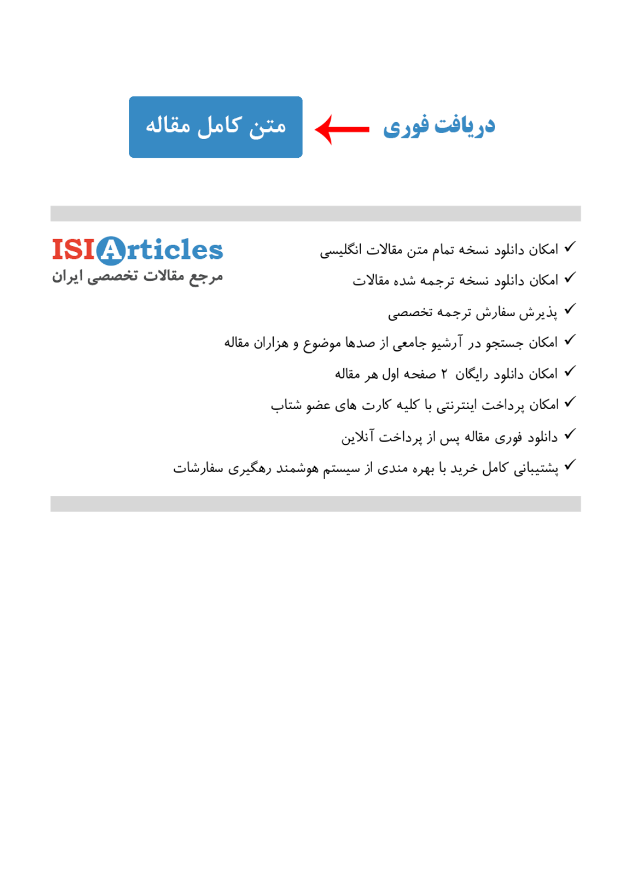دریافت فوری ← **متن کامل مقاله**

**ISIArticles**
مرجع مقالات تخصصی ایران

- ✓ امکان دانلود نسخه تمام متن مقالات انگلیسی
- ✓ امکان دانلود نسخه ترجمه شده مقالات
- ✓ پذیرش سفارش ترجمه تخصصی
- ✓ امکان جستجو در آرشیو جامعی از صدها موضوع و هزاران مقاله
- ✓ امکان دانلود رایگان ۲ صفحه اول هر مقاله
- ✓ امکان پرداخت اینترنتی با کلیه کارت های عضو شتاب
- ✓ دانلود فوری مقاله پس از پرداخت آنلاین
- ✓ پشتیبانی کامل خرید با بهره مندی از سیستم هوشمند رهگیری سفارشات